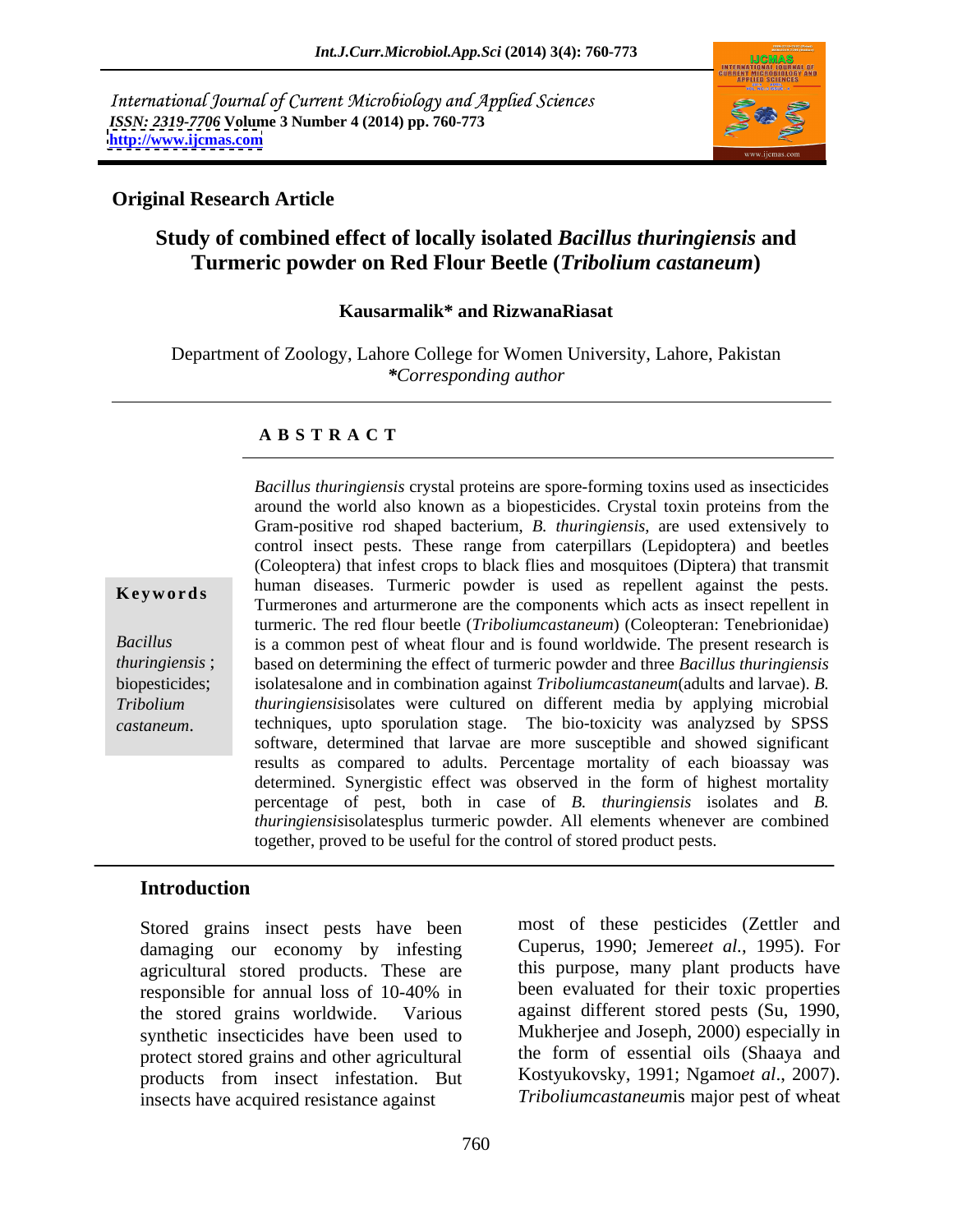International Journal of Current Microbiology and Applied Sciences
*ISSN: 2319-7706* **Volume 3 Number 4 (2014) pp. 760-773**
**http://www.ijcmas.com**

**Original Research Article**

# Study of combined effect of locally isolated *Bacillus thuringiensis* and Turmeric powder on Red Flour Beetle (*Tribolium castaneum*)

**Kausarmalik\* and RizwanaRiasat**

Department of Zoology, Lahore College for Women University, Lahore, Pakistan
*\*Corresponding author*

## A B S T R A C T

**Keywords**

*Bacillus thuringiensis* ; biopesticides; *Tribolium castaneum*.

*Bacillus thuringiensis* crystal proteins are spore-forming toxins used as insecticides around the world also known as a biopesticides. Crystal toxin proteins from the Gram-positive rod shaped bacterium, *B. thuringiensis*, are used extensively to control insect pests. These range from caterpillars (Lepidoptera) and beetles (Coleoptera) that infest crops to black flies and mosquitoes (Diptera) that transmit human diseases. Turmeric powder is used as repellent against the pests. Turmerones and arturmerone are the components which acts as insect repellent in turmeric. The red flour beetle (*Triboliumcastaneum*) (Coleopteran: Tenebrionidae) is a common pest of wheat flour and is found worldwide. The present research is based on determining the effect of turmeric powder and three *Bacillus thuringiensis* isolatesalone and in combination against *Triboliumcastaneum*(adults and larvae). *B. thuringiensis*isolates were cultured on different media by applying microbial techniques, upto sporulation stage. The bio-toxicity was analyzsed by SPSS software, determined that larvae are more susceptible and showed significant results as compared to adults. Percentage mortality of each bioassay was determined. Synergistic effect was observed in the form of highest mortality percentage of pest, both in case of *B. thuringiensis* isolates and *B. thuringiensis*isolatesplus turmeric powder. All elements whenever are combined together, proved to be useful for the control of stored product pests.

## Introduction

Stored grains insect pests have been damaging our economy by infesting agricultural stored products. These are responsible for annual loss of 10-40% in the stored grains worldwide. Various synthetic insecticides have been used to protect stored grains and other agricultural products from insect infestation. But insects have acquired resistance against most of these pesticides (Zettler and Cuperus, 1990; Jemere*et al.*, 1995). For this purpose, many plant products have been evaluated for their toxic properties against different stored pests (Su, 1990, Mukherjee and Joseph, 2000) especially in the form of essential oils (Shaaya and Kostyukovsky, 1991; Ngamo*et al*., 2007). *Triboliumcastaneum*is major pest of wheat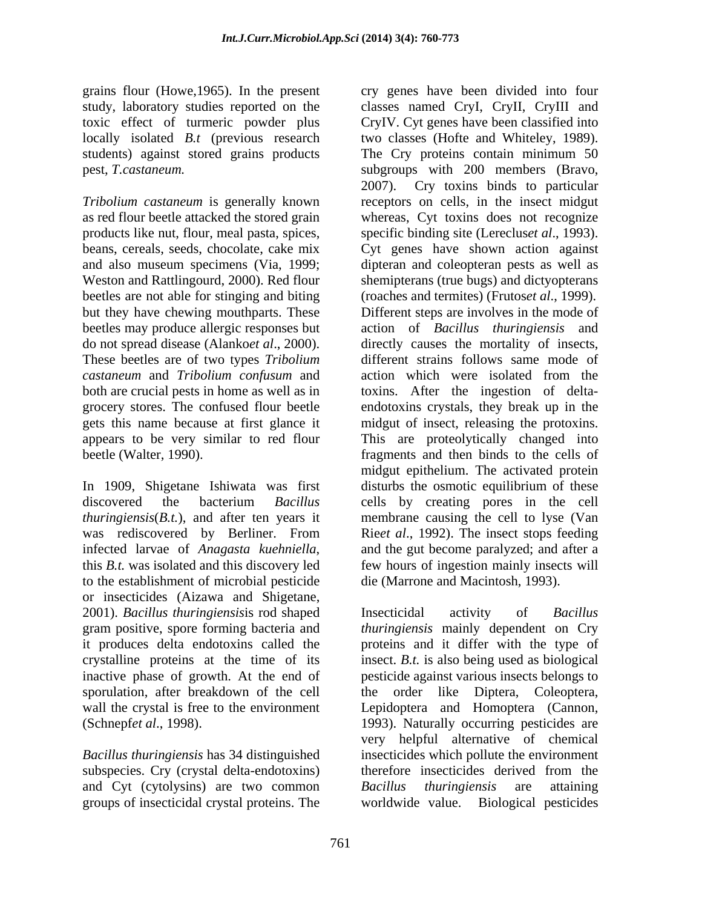grains flour (Howe,1965). In the present study, laboratory studies reported on the toxic effect of turmeric powder plus locally isolated *B.t* (previous research students) against stored grains products pest, *T.castaneum.*

*Tribolium castaneum* is generally known as red flour beetle attacked the stored grain products like nut, flour, meal pasta, spices, beans, cereals, seeds, chocolate, cake mix and also museum specimens (Via, 1999; Weston and Rattlingourd, 2000). Red flour beetles are not able for stinging and biting but they have chewing mouthparts. These beetles may produce allergic responses but do not spread disease (Alanko*et al*., 2000). These beetles are of two types *Tribolium castaneum* and *Tribolium confusum* and both are crucial pests in home as well as in grocery stores. The confused flour beetle gets this name because at first glance it appears to be very similar to red flour beetle (Walter, 1990).

In 1909, Shigetane Ishiwata was first discovered the bacterium *Bacillus thuringiensis*(*B.t.*), and after ten years it was rediscovered by Berliner. From infected larvae of *Anagasta kuehniella*, this *B.t.* was isolated and this discovery led to the establishment of microbial pesticide or insecticides (Aizawa and Shigetane, 2001). *Bacillus thuringiensis*is rod shaped gram positive, spore forming bacteria and it produces delta endotoxins called the crystalline proteins at the time of its inactive phase of growth. At the end of sporulation, after breakdown of the cell wall the crystal is free to the environment (Schnepf*et al*., 1998).

*Bacillus thuringiensis* has 34 distinguished subspecies. Cry (crystal delta-endotoxins) and Cyt (cytolysins) are two common groups of insecticidal crystal proteins. The cry genes have been divided into four classes named CryI, CryII, CryIII and CryIV. Cyt genes have been classified into two classes (Hofte and Whiteley, 1989). The Cry proteins contain minimum 50 subgroups with 200 members (Bravo, 2007). Cry toxins binds to particular receptors on cells, in the insect midgut whereas, Cyt toxins does not recognize specific binding site (Lereclus*et al*., 1993). Cyt genes have shown action against dipteran and coleopteran pests as well as shemipterans (true bugs) and dictyopterans (roaches and termites) (Frutos*et al*., 1999). Different steps are involves in the mode of action of *Bacillus thuringiensis* and directly causes the mortality of insects, different strains follows same mode of action which were isolated from the toxins. After the ingestion of delta-endotoxins crystals, they break up in the midgut of insect, releasing the protoxins. This are proteolytically changed into fragments and then binds to the cells of midgut epithelium. The activated protein disturbs the osmotic equilibrium of these cells by creating pores in the cell membrane causing the cell to lyse (Van Rie*et al*., 1992). The insect stops feeding and the gut become paralyzed; and after a few hours of ingestion mainly insects will die (Marrone and Macintosh, 1993).

Insecticidal activity of *Bacillus thuringiensis* mainly dependent on Cry proteins and it differ with the type of insect. *B.t.* is also being used as biological pesticide against various insects belongs to the order like Diptera, Coleoptera, Lepidoptera and Homoptera (Cannon, 1993). Naturally occurring pesticides are very helpful alternative of chemical insecticides which pollute the environment therefore insecticides derived from the *Bacillus thuringiensis* are attaining worldwide value. Biological pesticides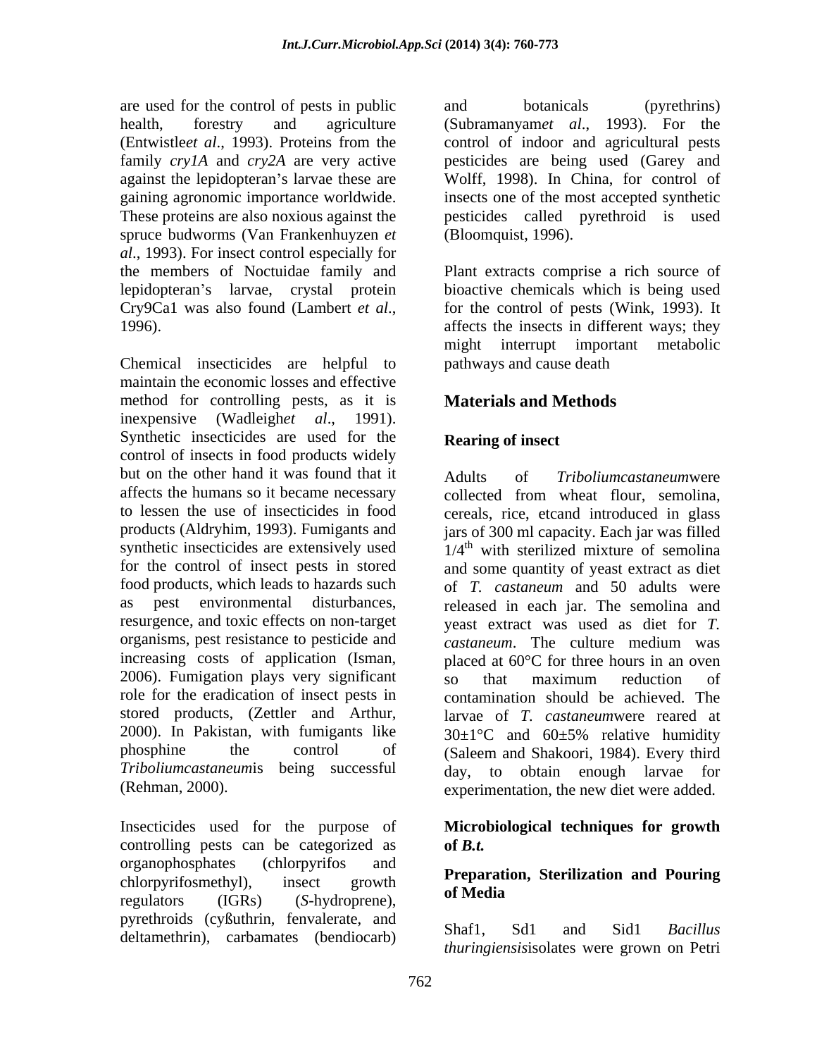are used for the control of pests in public health, forestry and agriculture (Entwistle*et al*., 1993). Proteins from the family *cry1A* and *cry2A* are very active against the lepidopteran's larvae these are gaining agronomic importance worldwide. These proteins are also noxious against the spruce budworms (Van Frankenhuyzen *et al*., 1993). For insect control especially for the members of Noctuidae family and lepidopteran's larvae, crystal protein Cry9Ca1 was also found (Lambert *et al*., 1996).

Chemical insecticides are helpful to maintain the economic losses and effective method for controlling pests, as it is inexpensive (Wadleigh*et al*., 1991). Synthetic insecticides are used for the control of insects in food products widely but on the other hand it was found that it affects the humans so it became necessary to lessen the use of insecticides in food products (Aldryhim, 1993). Fumigants and synthetic insecticides are extensively used for the control of insect pests in stored food products, which leads to hazards such as pest environmental disturbances, resurgence, and toxic effects on non-target organisms, pest resistance to pesticide and increasing costs of application (Isman, 2006). Fumigation plays very significant role for the eradication of insect pests in stored products, (Zettler and Arthur, 2000). In Pakistan, with fumigants like phosphine the control of *Triboliumcastaneum*is being successful (Rehman, 2000).

Insecticides used for the purpose of controlling pests can be categorized as organophosphates (chlorpyrifos and chlorpyrifosmethyl), insect growth regulators (IGRs) (*S*-hydroprene), pyrethroids (cyßuthrin, fenvalerate, and deltamethrin), carbamates (bendiocarb) and botanicals (pyrethrins) (Subramanyam*et al*., 1993). For the control of indoor and agricultural pests pesticides are being used (Garey and Wolff, 1998). In China, for control of insects one of the most accepted synthetic pesticides called pyrethroid is used (Bloomquist, 1996).

Plant extracts comprise a rich source of bioactive chemicals which is being used for the control of pests (Wink, 1993). It affects the insects in different ways; they might interrupt important metabolic pathways and cause death

## Materials and Methods

### Rearing of insect

Adults of *Triboliumcastaneum*were collected from wheat flour, semolina, cereals, rice, etcand introduced in glass jars of 300 ml capacity. Each jar was filled $1/4^{th}$ with sterilized mixture of semolina and some quantity of yeast extract as diet of *T. castaneum* and 50 adults were released in each jar. The semolina and yeast extract was used as diet for *T. castaneum*. The culture medium was placed at 60°C for three hours in an oven so that maximum reduction of contamination should be achieved. The larvae of *T. castaneum*were reared at 30±1°C and 60±5% relative humidity (Saleem and Shakoori, 1984). Every third day, to obtain enough larvae for experimentation, the new diet were added.

### Microbiological techniques for growth of *B.t.*

#### Preparation, Sterilization and Pouring of Media

Shaf1, Sd1 and Sid1 *Bacillus thuringiensis*isolates were grown on Petri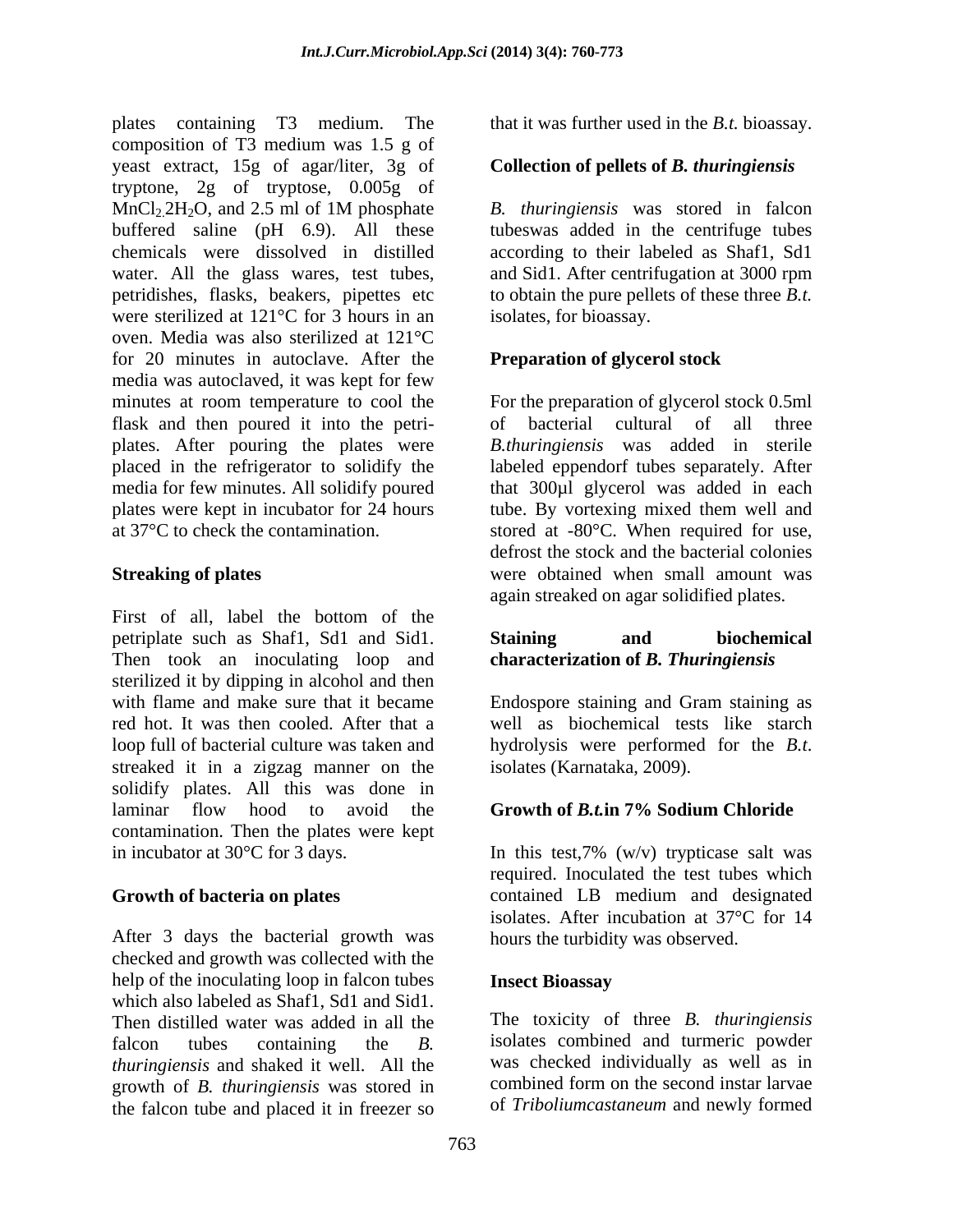plates containing T3 medium. The composition of T3 medium was 1.5 g of yeast extract, 15g of agar/liter, 3g of tryptone, 2g of tryptose, 0.005g of $MnCl_2.2H_2O$, and 2.5 ml of 1M phosphate buffered saline (pH 6.9). All these chemicals were dissolved in distilled water. All the glass wares, test tubes, petridishes, flasks, beakers, pipettes etc were sterilized at 121°C for 3 hours in an oven. Media was also sterilized at 121°C for 20 minutes in autoclave. After the media was autoclaved, it was kept for few minutes at room temperature to cool the flask and then poured it into the petri-plates. After pouring the plates were placed in the refrigerator to solidify the media for few minutes. All solidify poured plates were kept in incubator for 24 hours at 37°C to check the contamination.

**Streaking of plates**

First of all, label the bottom of the petriplate such as Shaf1, Sd1 and Sid1. Then took an inoculating loop and sterilized it by dipping in alcohol and then with flame and make sure that it became red hot. It was then cooled. After that a loop full of bacterial culture was taken and streaked it in a zigzag manner on the solidify plates. All this was done in laminar flow hood to avoid the contamination. Then the plates were kept in incubator at 30°C for 3 days.

**Growth of bacteria on plates**

After 3 days the bacterial growth was checked and growth was collected with the help of the inoculating loop in falcon tubes which also labeled as Shaf1, Sd1 and Sid1. Then distilled water was added in all the falcon tubes containing the *B. thuringiensis* and shaked it well. All the growth of *B. thuringiensis* was stored in the falcon tube and placed it in freezer so that it was further used in the *B.t.* bioassay.

**Collection of pellets of *B. thuringiensis***

*B. thuringiensis* was stored in falcon tubeswas added in the centrifuge tubes according to their labeled as Shaf1, Sd1 and Sid1. After centrifugation at 3000 rpm to obtain the pure pellets of these three *B.t.* isolates, for bioassay.

**Preparation of glycerol stock**

For the preparation of glycerol stock 0.5ml of bacterial cultural of all three *B.thuringiensis* was added in sterile labeled eppendorf tubes separately. After that 300µl glycerol was added in each tube. By vortexing mixed them well and stored at -80°C. When required for use, defrost the stock and the bacterial colonies were obtained when small amount was again streaked on agar solidified plates.

**Staining and biochemical characterization of *B. Thuringiensis***

Endospore staining and Gram staining as well as biochemical tests like starch hydrolysis were performed for the *B.t.* isolates (Karnataka, 2009).

**Growth of *B.t.*in 7% Sodium Chloride**

In this test,7% (w/v) trypticase salt was required. Inoculated the test tubes which contained LB medium and designated isolates. After incubation at 37°C for 14 hours the turbidity was observed.

**Insect Bioassay**

The toxicity of three *B. thuringiensis* isolates combined and turmeric powder was checked individually as well as in combined form on the second instar larvae of *Triboliumcastaneum* and newly formed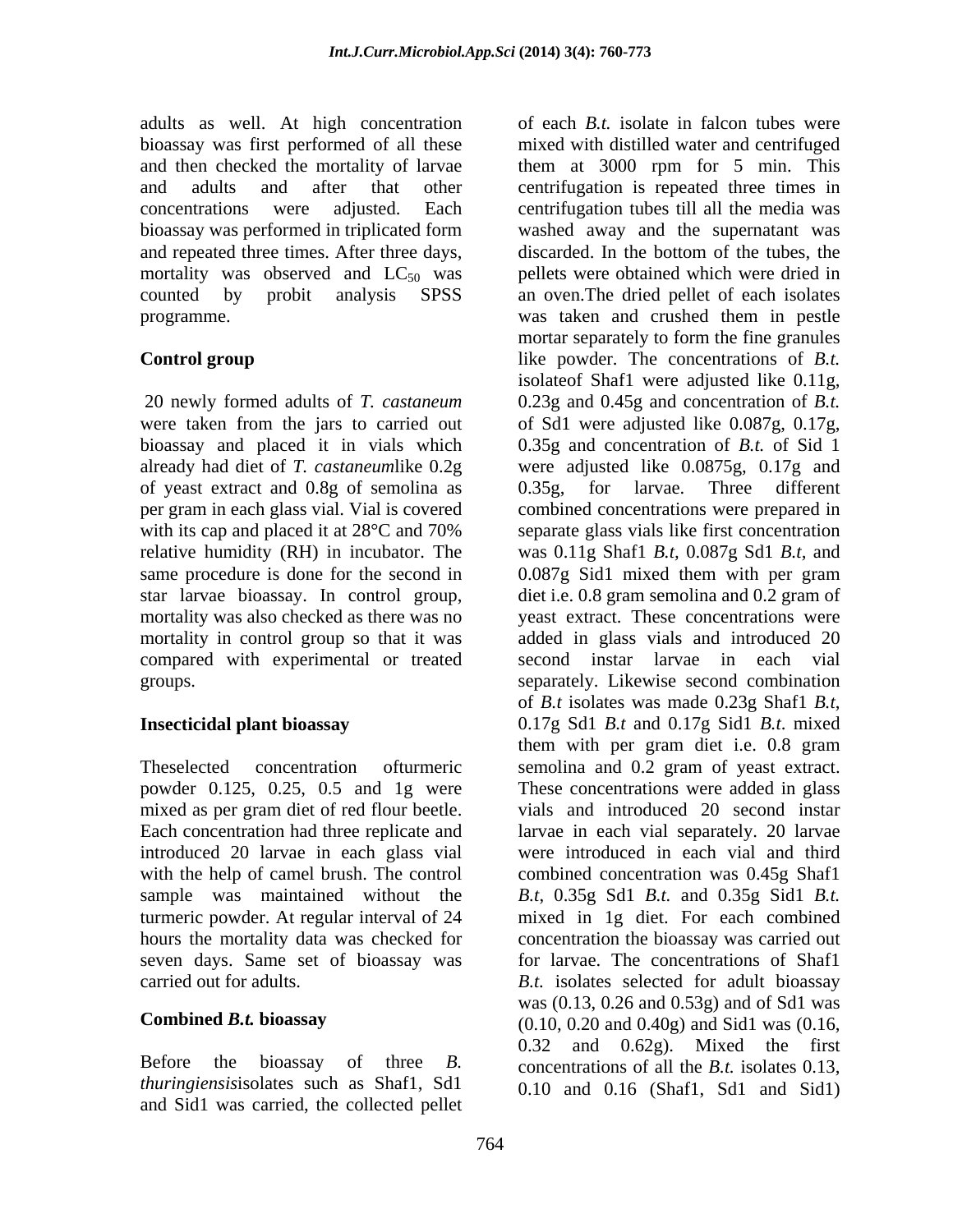adults as well. At high concentration bioassay was first performed of all these and then checked the mortality of larvae and adults and after that other concentrations were adjusted. Each bioassay was performed in triplicated form and repeated three times. After three days, mortality was observed and $LC_{50}$ was counted by probit analysis SPSS programme.

**Control group**

20 newly formed adults of *T. castaneum* were taken from the jars to carried out bioassay and placed it in vials which already had diet of *T. castaneum*like 0.2g of yeast extract and 0.8g of semolina as per gram in each glass vial. Vial is covered with its cap and placed it at 28°C and 70% relative humidity (RH) in incubator. The same procedure is done for the second in star larvae bioassay. In control group, mortality was also checked as there was no mortality in control group so that it was compared with experimental or treated groups.

**Insecticidal plant bioassay**

Theselected concentration ofturmeric powder 0.125, 0.25, 0.5 and 1g were mixed as per gram diet of red flour beetle. Each concentration had three replicate and introduced 20 larvae in each glass vial with the help of camel brush. The control sample was maintained without the turmeric powder. At regular interval of 24 hours the mortality data was checked for seven days. Same set of bioassay was carried out for adults.

**Combined *B.t.* bioassay**

Before the bioassay of three *B. thuringiensis*isolates such as Shaf1, Sd1 and Sid1 was carried, the collected pellet of each *B.t.* isolate in falcon tubes were mixed with distilled water and centrifuged them at 3000 rpm for 5 min. This centrifugation is repeated three times in centrifugation tubes till all the media was washed away and the supernatant was discarded. In the bottom of the tubes, the pellets were obtained which were dried in an oven.The dried pellet of each isolates was taken and crushed them in pestle mortar separately to form the fine granules like powder. The concentrations of *B.t.* isolateof Shaf1 were adjusted like 0.11g, 0.23g and 0.45g and concentration of *B.t.* of Sd1 were adjusted like 0.087g, 0.17g, 0.35g and concentration of *B.t.* of Sid 1 were adjusted like 0.0875g, 0.17g and 0.35g, for larvae. Three different combined concentrations were prepared in separate glass vials like first concentration was 0.11g Shaf1 *B.t,* 0.087g Sd1 *B.t,* and 0.087g Sid1 mixed them with per gram diet i.e. 0.8 gram semolina and 0.2 gram of yeast extract. These concentrations were added in glass vials and introduced 20 second instar larvae in each vial separately. Likewise second combination of *B.t* isolates was made 0.23g Shaf1 *B.t*, 0.17g Sd1 *B.t* and 0.17g Sid1 *B.t.* mixed them with per gram diet i.e. 0.8 gram semolina and 0.2 gram of yeast extract. These concentrations were added in glass vials and introduced 20 second instar larvae in each vial separately. 20 larvae were introduced in each vial and third combined concentration was 0.45g Shaf1 *B.t*, 0.35g Sd1 *B.t.* and 0.35g Sid1 *B.t.* mixed in 1g diet. For each combined concentration the bioassay was carried out for larvae. The concentrations of Shaf1 *B.t.* isolates selected for adult bioassay was (0.13, 0.26 and 0.53g) and of Sd1 was (0.10, 0.20 and 0.40g) and Sid1 was (0.16, 0.32 and 0.62g). Mixed the first concentrations of all the *B.t.* isolates 0.13, 0.10 and 0.16 (Shaf1, Sd1 and Sid1)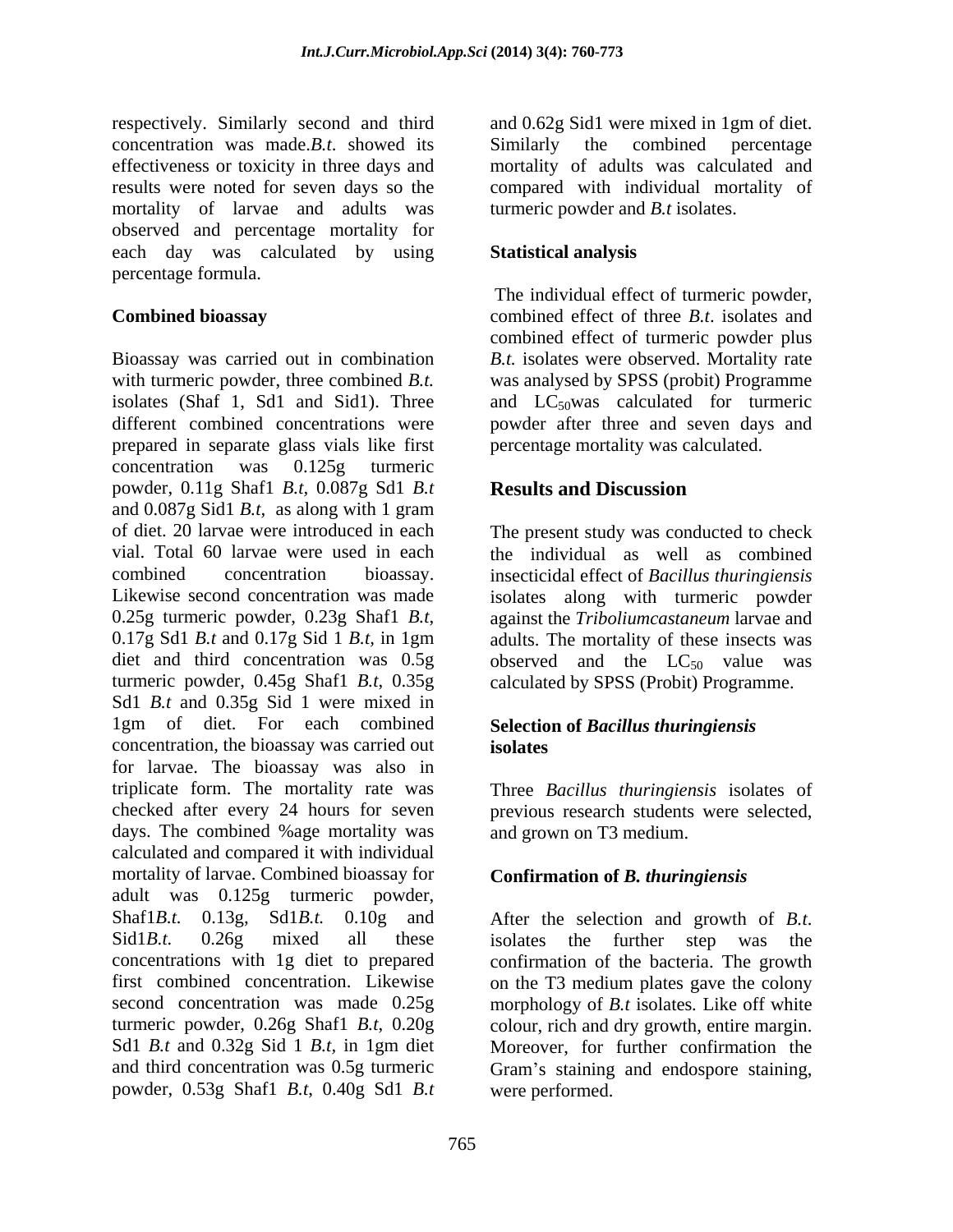respectively. Similarly second and third concentration was made.*B.t.* showed its effectiveness or toxicity in three days and results were noted for seven days so the mortality of larvae and adults was observed and percentage mortality for each day was calculated by using percentage formula.

### Combined bioassay

Bioassay was carried out in combination with turmeric powder, three combined *B.t.* isolates (Shaf 1, Sd1 and Sid1). Three different combined concentrations were prepared in separate glass vials like first concentration was 0.125g turmeric powder, 0.11g Shaf1 *B.t*, 0.087g Sd1 *B.t* and 0.087g Sid1 *B.t*, as along with 1 gram of diet. 20 larvae were introduced in each vial. Total 60 larvae were used in each combined concentration bioassay. Likewise second concentration was made 0.25g turmeric powder, 0.23g Shaf1 *B.t*, 0.17g Sd1 *B.t* and 0.17g Sid 1 *B.t*, in 1gm diet and third concentration was 0.5g turmeric powder, 0.45g Shaf1 *B.t*, 0.35g Sd1 *B.t* and 0.35g Sid 1 were mixed in 1gm of diet. For each combined concentration, the bioassay was carried out for larvae. The bioassay was also in triplicate form. The mortality rate was checked after every 24 hours for seven days. The combined %age mortality was calculated and compared it with individual mortality of larvae. Combined bioassay for adult was 0.125g turmeric powder, Shaf1*B.t.* 0.13g, Sd1*B.t.* 0.10g and Sid1*B.t.* 0.26g mixed all these concentrations with 1g diet to prepared first combined concentration. Likewise second concentration was made 0.25g turmeric powder, 0.26g Shaf1 *B.t*, 0.20g Sd1 *B.t* and 0.32g Sid 1 *B.t*, in 1gm diet and third concentration was 0.5g turmeric powder, 0.53g Shaf1 *B.t*, 0.40g Sd1 *B.t* and 0.62g Sid1 were mixed in 1gm of diet. Similarly the combined percentage mortality of adults was calculated and compared with individual mortality of turmeric powder and *B.t* isolates.

### Statistical analysis

The individual effect of turmeric powder, combined effect of three *B.t.* isolates and combined effect of turmeric powder plus *B.t.* isolates were observed. Mortality rate was analysed by SPSS (probit) Programme and $LC_{50}$was calculated for turmeric powder after three and seven days and percentage mortality was calculated.

## Results and Discussion

The present study was conducted to check the individual as well as combined insecticidal effect of *Bacillus thuringiensis* isolates along with turmeric powder against the *Triboliumcastaneum* larvae and adults. The mortality of these insects was observed and the $LC_{50}$ value was calculated by SPSS (Probit) Programme.

### Selection of *Bacillus thuringiensis* isolates

Three *Bacillus thuringiensis* isolates of previous research students were selected, and grown on T3 medium.

### Confirmation of *B. thuringiensis*

After the selection and growth of *B.t.* isolates the further step was the confirmation of the bacteria. The growth on the T3 medium plates gave the colony morphology of *B.t* isolates. Like off white colour, rich and dry growth, entire margin. Moreover, for further confirmation the Gram's staining and endospore staining, were performed.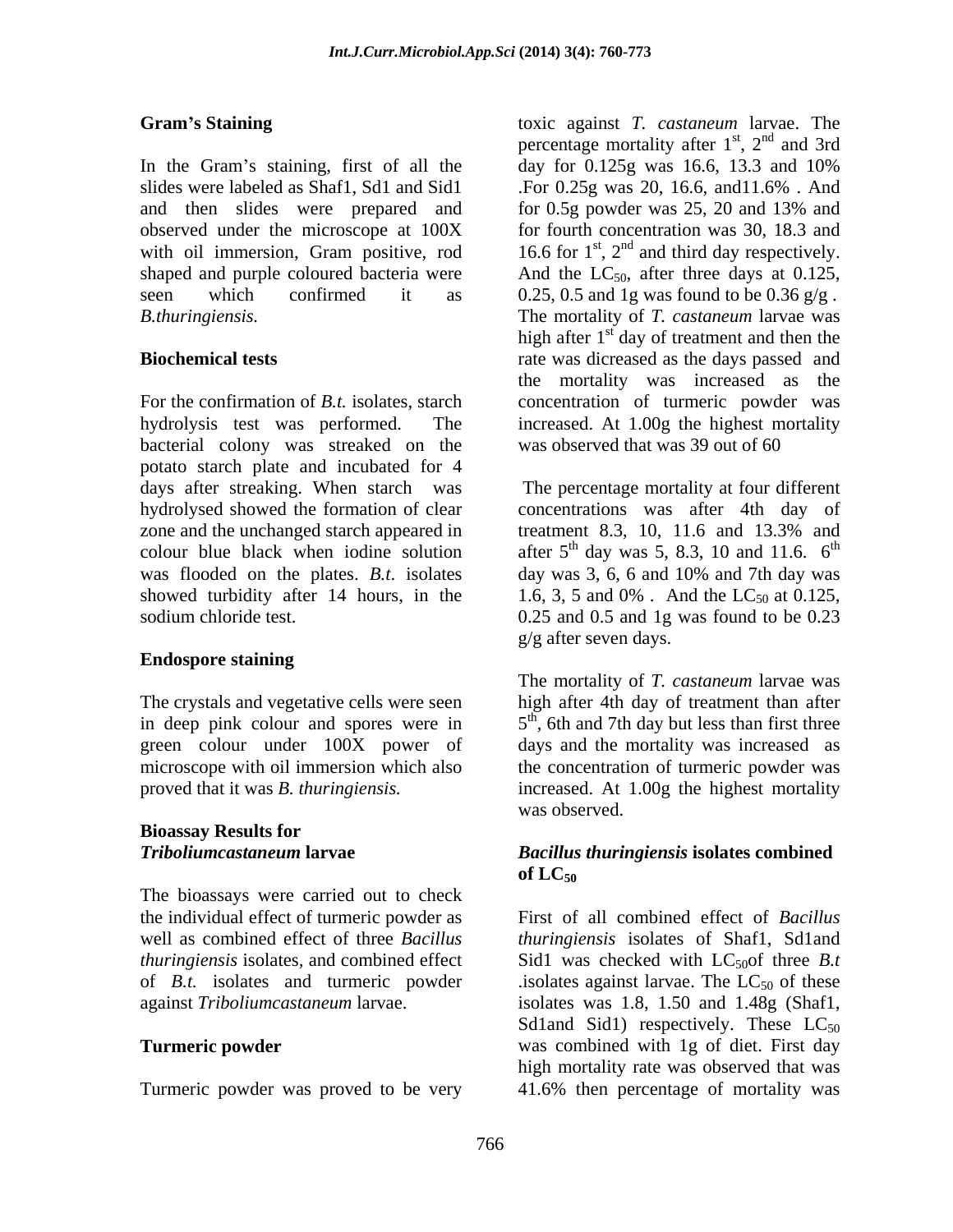### Gram's Staining

In the Gram's staining, first of all the slides were labeled as Shaf1, Sd1 and Sid1 and then slides were prepared and observed under the microscope at 100X with oil immersion, Gram positive, rod shaped and purple coloured bacteria were seen which confirmed it as *B.thuringiensis.*

### Biochemical tests

For the confirmation of *B.t.* isolates, starch hydrolysis test was performed. The bacterial colony was streaked on the potato starch plate and incubated for 4 days after streaking. When starch was hydrolysed showed the formation of clear zone and the unchanged starch appeared in colour blue black when iodine solution was flooded on the plates. *B.t.* isolates showed turbidity after 14 hours, in the sodium chloride test.

### Endospore staining

The crystals and vegetative cells were seen in deep pink colour and spores were in green colour under 100X power of microscope with oil immersion which also proved that it was *B. thuringiensis.*

### Bioassay Results for *Triboliumcastaneum* larvae

The bioassays were carried out to check the individual effect of turmeric powder as well as combined effect of three *Bacillus thuringiensis* isolates, and combined effect of *B.t.* isolates and turmeric powder against *Triboliumcastaneum* larvae.

### Turmeric powder

Turmeric powder was proved to be very toxic against *T. castaneum* larvae. The percentage mortality after $1^{st}$, $2^{nd}$ and 3rd day for 0.125g was 16.6, 13.3 and 10% .For 0.25g was 20, 16.6, and11.6% . And for 0.5g powder was 25, 20 and 13% and for fourth concentration was 30, 18.3 and 16.6 for $1^{st}$, $2^{nd}$ and third day respectively. And the $LC_{50}$, after three days at 0.125, 0.25, 0.5 and 1g was found to be 0.36 g/g . The mortality of *T. castaneum* larvae was high after $1^{st}$ day of treatment and then the rate was dicreased as the days passed and the mortality was increased as the concentration of turmeric powder was increased. At 1.00g the highest mortality was observed that was 39 out of 60

The percentage mortality at four different concentrations was after 4th day of treatment 8.3, 10, 11.6 and 13.3% and after $5^{th}$ day was 5, 8.3, 10 and 11.6. $6^{th}$ day was 3, 6, 6 and 10% and 7th day was 1.6, 3, 5 and 0% . And the $LC_{50}$ at 0.125, 0.25 and 0.5 and 1g was found to be 0.23 g/g after seven days.

The mortality of *T. castaneum* larvae was high after 4th day of treatment than after $5^{th}$, 6th and 7th day but less than first three days and the mortality was increased as the concentration of turmeric powder was increased. At 1.00g the highest mortality was observed.

### *Bacillus thuringiensis* isolates combined of $LC_{50}$

First of all combined effect of *Bacillus thuringiensis* isolates of Shaf1, Sd1and Sid1 was checked with $LC_{50}$of three *B.t* .isolates against larvae. The $LC_{50}$ of these isolates was 1.8, 1.50 and 1.48g (Shaf1, Sd1and Sid1) respectively. These $LC_{50}$ was combined with 1g of diet. First day high mortality rate was observed that was 41.6% then percentage of mortality was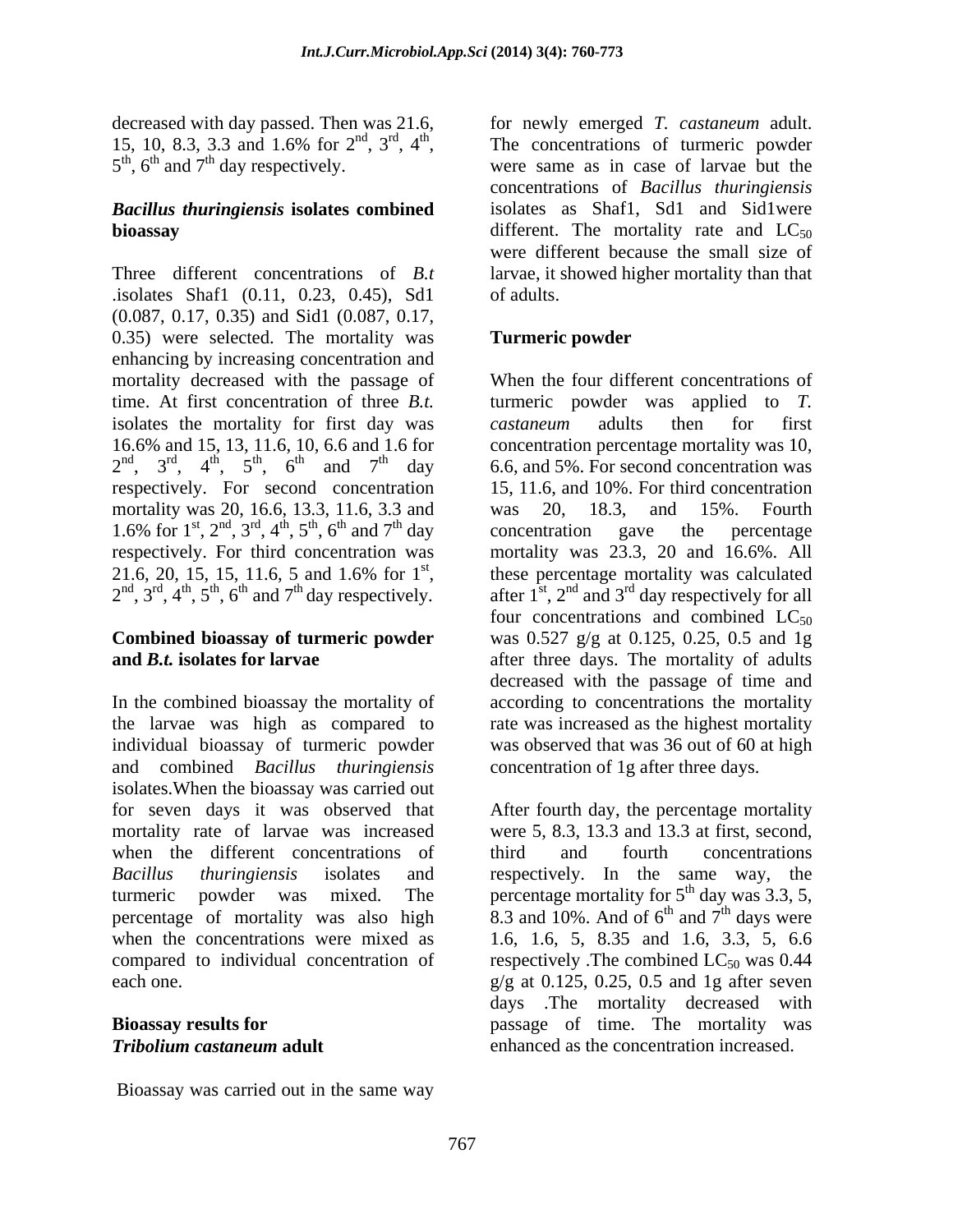decreased with day passed. Then was 21.6, 15, 10, 8.3, 3.3 and 1.6% for 2nd, 3rd, 4th, 5th, 6th and 7th day respectively.

### *Bacillus thuringiensis* isolates combined bioassay

Three different concentrations of *B.t* .isolates Shaf1 (0.11, 0.23, 0.45), Sd1 (0.087, 0.17, 0.35) and Sid1 (0.087, 0.17, 0.35) were selected. The mortality was enhancing by increasing concentration and mortality decreased with the passage of time. At first concentration of three *B.t.* isolates the mortality for first day was 16.6% and 15, 13, 11.6, 10, 6.6 and 1.6 for 2nd, 3rd, 4th, 5th, 6th and 7th day respectively. For second concentration mortality was 20, 16.6, 13.3, 11.6, 3.3 and 1.6% for 1st, 2nd, 3rd, 4th, 5th, 6th and 7th day respectively. For third concentration was 21.6, 20, 15, 15, 11.6, 5 and 1.6% for 1st, 2nd, 3rd, 4th, 5th, 6th and 7th day respectively.

### Combined bioassay of turmeric powder and *B.t.* isolates for larvae

In the combined bioassay the mortality of the larvae was high as compared to individual bioassay of turmeric powder and combined *Bacillus thuringiensis* isolates.When the bioassay was carried out for seven days it was observed that mortality rate of larvae was increased when the different concentrations of *Bacillus thuringiensis* isolates and turmeric powder was mixed. The percentage of mortality was also high when the concentrations were mixed as compared to individual concentration of each one.

### Bioassay results for *Tribolium castaneum* adult

Bioassay was carried out in the same way for newly emerged *T. castaneum* adult. The concentrations of turmeric powder were same as in case of larvae but the concentrations of *Bacillus thuringiensis* isolates as Shaf1, Sd1 and Sid1were different. The mortality rate and $LC_{50}$ were different because the small size of larvae, it showed higher mortality than that of adults.

### Turmeric powder

When the four different concentrations of turmeric powder was applied to *T. castaneum* adults then for first concentration percentage mortality was 10, 6.6, and 5%. For second concentration was 15, 11.6, and 10%. For third concentration was 20, 18.3, and 15%. Fourth concentration gave the percentage mortality was 23.3, 20 and 16.6%. All these percentage mortality was calculated after 1st, 2nd and 3rd day respectively for all four concentrations and combined $LC_{50}$ was 0.527 g/g at 0.125, 0.25, 0.5 and 1g after three days. The mortality of adults decreased with the passage of time and according to concentrations the mortality rate was increased as the highest mortality was observed that was 36 out of 60 at high concentration of 1g after three days.

After fourth day, the percentage mortality were 5, 8.3, 13.3 and 13.3 at first, second, third and fourth concentrations respectively. In the same way, the percentage mortality for 5th day was 3.3, 5, 8.3 and 10%. And of 6th and 7th days were 1.6, 1.6, 5, 8.35 and 1.6, 3.3, 5, 6.6 respectively .The combined $LC_{50}$ was 0.44 g/g at 0.125, 0.25, 0.5 and 1g after seven days .The mortality decreased with passage of time. The mortality was enhanced as the concentration increased.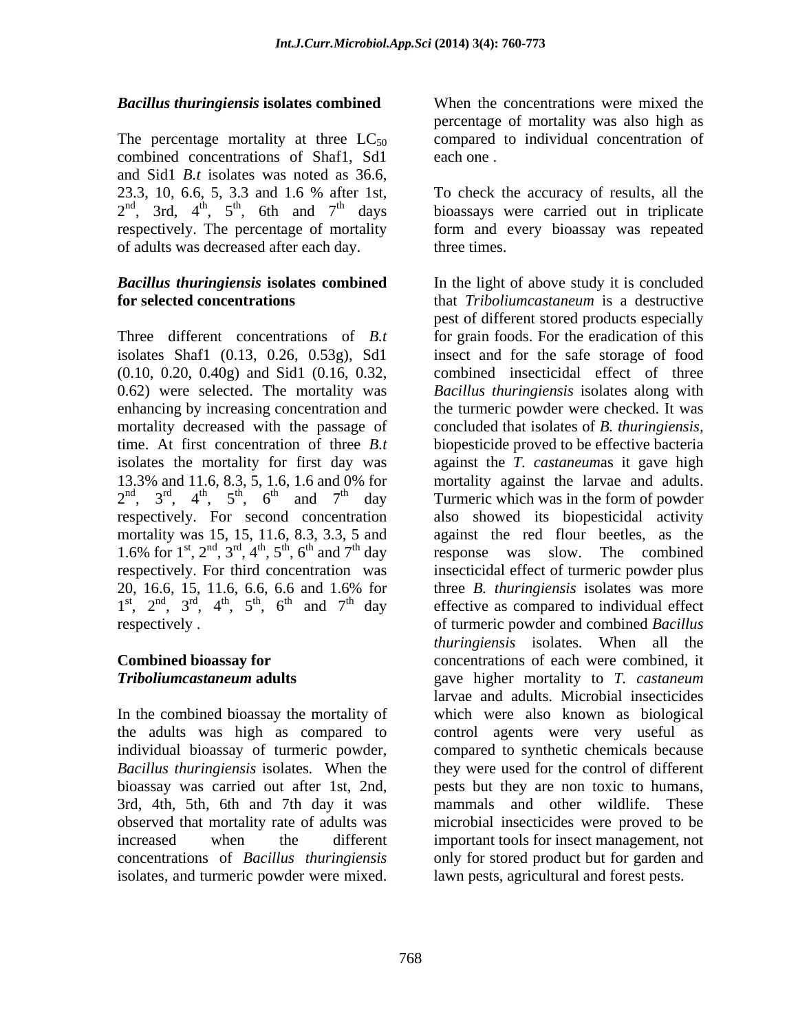***Bacillus thuringiensis* isolates combined**

The percentage mortality at three $LC_{50}$ combined concentrations of Shaf1, Sd1 and Sid1 *B.t* isolates was noted as 36.6, 23.3, 10, 6.6, 5, 3.3 and 1.6 % after 1st, 2nd, 3rd, 4th, 5th, 6th and 7th days respectively. The percentage of mortality of adults was decreased after each day.

***Bacillus thuringiensis* isolates combined for selected concentrations**

Three different concentrations of *B.t* isolates Shaf1 (0.13, 0.26, 0.53g), Sd1 (0.10, 0.20, 0.40g) and Sid1 (0.16, 0.32, 0.62) were selected. The mortality was enhancing by increasing concentration and mortality decreased with the passage of time. At first concentration of three *B.t* isolates the mortality for first day was 13.3% and 11.6, 8.3, 5, 1.6, 1.6 and 0% for 2nd, 3rd, 4th, 5th, 6th and 7th day respectively. For second concentration mortality was 15, 15, 11.6, 8.3, 3.3, 5 and 1.6% for 1st, 2nd, 3rd, 4th, 5th, 6th and 7th day respectively. For third concentration was 20, 16.6, 15, 11.6, 6.6, 6.6 and 1.6% for 1st, 2nd, 3rd, 4th, 5th, 6th and 7th day respectively .

**Combined bioassay for *Triboliumcastaneum* adults**

In the combined bioassay the mortality of the adults was high as compared to individual bioassay of turmeric powder, *Bacillus thuringiensis* isolates. When the bioassay was carried out after 1st, 2nd, 3rd, 4th, 5th, 6th and 7th day it was observed that mortality rate of adults was increased when the different concentrations of *Bacillus thuringiensis* isolates, and turmeric powder were mixed. When the concentrations were mixed the percentage of mortality was also high as compared to individual concentration of each one .

To check the accuracy of results, all the bioassays were carried out in triplicate form and every bioassay was repeated three times.

In the light of above study it is concluded that *Triboliumcastaneum* is a destructive pest of different stored products especially for grain foods. For the eradication of this insect and for the safe storage of food combined insecticidal effect of three *Bacillus thuringiensis* isolates along with the turmeric powder were checked. It was concluded that isolates of *B. thuringiensis*, biopesticide proved to be effective bacteria against the *T. castaneum*as it gave high mortality against the larvae and adults. Turmeric which was in the form of powder also showed its biopesticidal activity against the red flour beetles, as the response was slow. The combined insecticidal effect of turmeric powder plus three *B. thuringiensis* isolates was more effective as compared to individual effect of turmeric powder and combined *Bacillus thuringiensis* isolates. When all the concentrations of each were combined, it gave higher mortality to *T. castaneum* larvae and adults. Microbial insecticides which were also known as biological control agents were very useful as compared to synthetic chemicals because they were used for the control of different pests but they are non toxic to humans, mammals and other wildlife. These microbial insecticides were proved to be important tools for insect management, not only for stored product but for garden and lawn pests, agricultural and forest pests.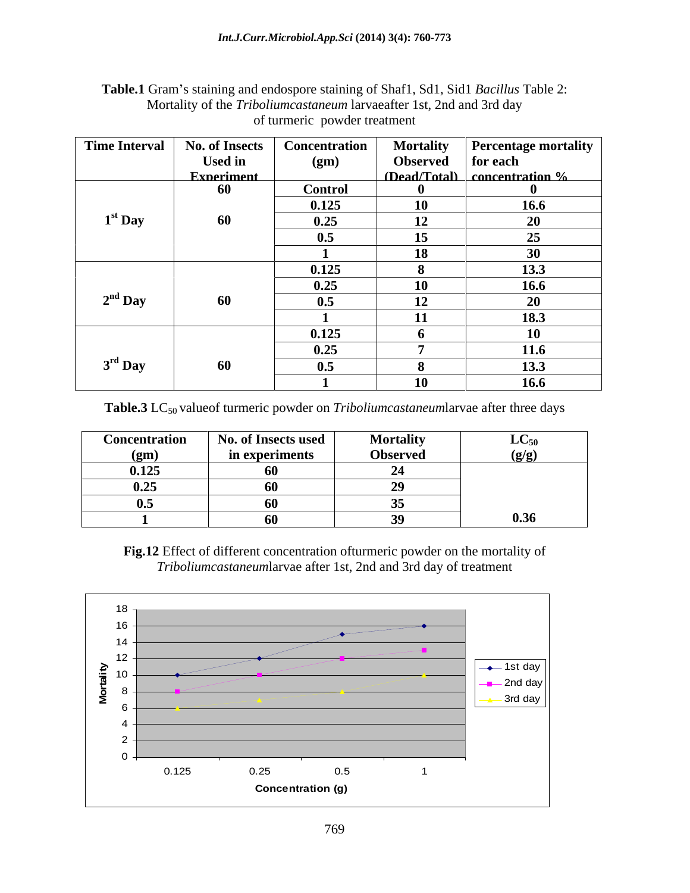**Table.1** Gram's staining and endospore staining of Shaf1, Sd1, Sid1 *Bacillus* Table 2: Mortality of the *Triboliumcastaneum* larvaeafter 1st, 2nd and 3rd day of turmeric powder treatment

| Time Interval | No. of Insects Used in Experiment | Concentration (gm) | Mortality Observed (Dead/Total) | Percentage mortality for each concentration % |
|---|---|---|---|---|
| | 60 | Control | 0 | 0 |
| 1st Day | 60 | 0.125 | 10 | 16.6 |
| | | 0.25 | 12 | 20 |
| | | 0.5 | 15 | 25 |
| | | 1 | 18 | 30 |
| 2nd Day | 60 | 0.125 | 8 | 13.3 |
| | | 0.25 | 10 | 16.6 |
| | | 0.5 | 12 | 20 |
| | | 1 | 11 | 18.3 |
| 3rd Day | 60 | 0.125 | 6 | 10 |
| | | 0.25 | 7 | 11.6 |
| | | 0.5 | 8 | 13.3 |
| | | 1 | 10 | 16.6 |

**Table.3** $LC_{50}$ valueof turmeric powder on *Triboliumcastaneum*larvae after three days

| Concentration (gm) | No. of Insects used in experiments | Mortality Observed | $LC_{50}$ (g/g) |
|---|---|---|---|
| 0.125 | 60 | 24 | |
| 0.25 | 60 | 29 | |
| 0.5 | 60 | 35 | |
| 1 | 60 | 39 | 0.36 |

**Fig.12** Effect of different concentration ofturmeric powder on the mortality of *Triboliumcastaneum*larvae after 1st, 2nd and 3rd day of treatment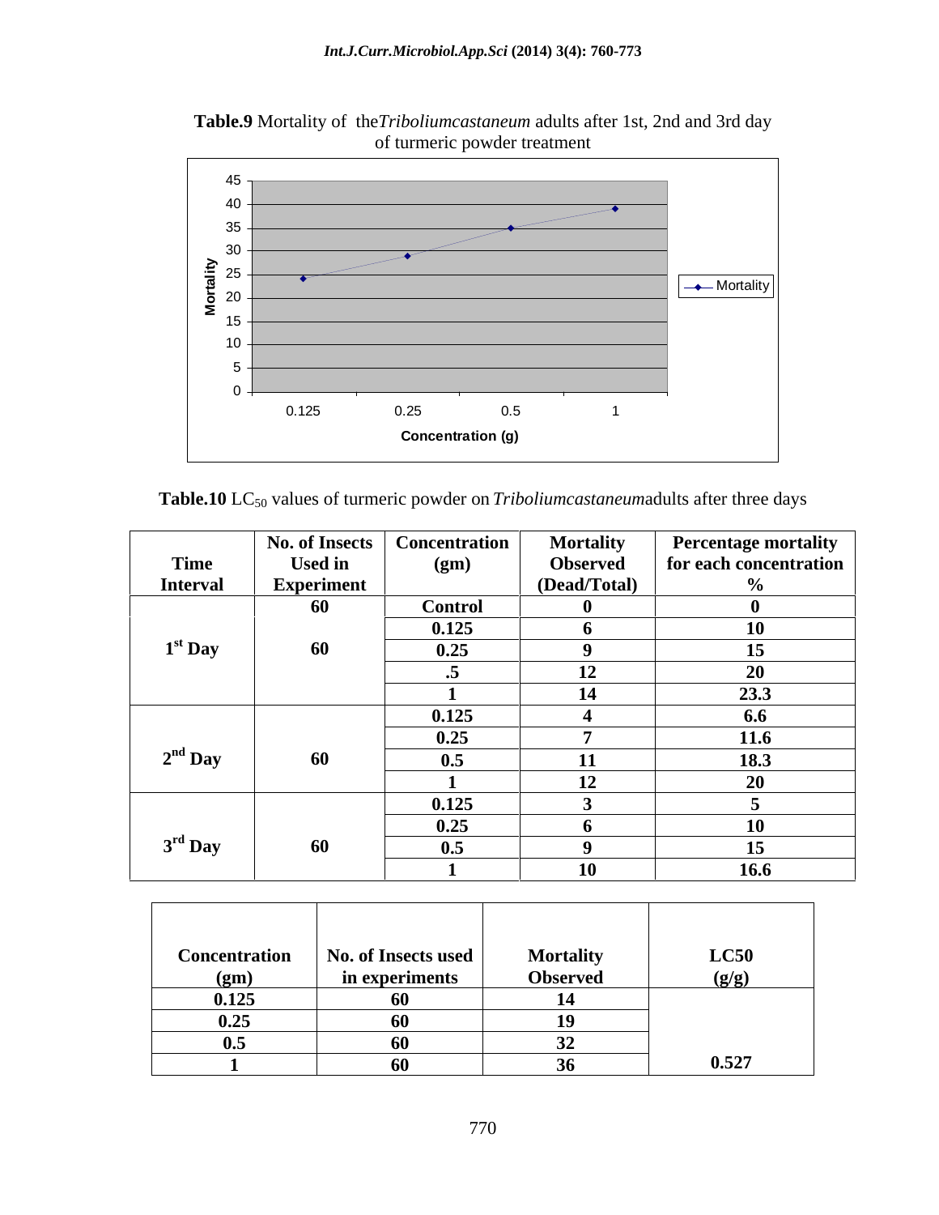**Table.9** Mortality of the *Triboliumcastaneum* adults after 1st, 2nd and 3rd day of turmeric powder treatment

**Table.10** $LC_{50}$ values of turmeric powder on *Triboliumcastaneum*adults after three days

| Time Interval | No. of Insects Used in Experiment | Concentration (gm) | Mortality Observed (Dead/Total) | Percentage mortality for each concentration % |
|---|---|---|---|---|
| | 60 | Control | 0 | 0 |
| 1[st] Day | 60 | 0.125 | 6 | 10 |
| | | 0.25 | 9 | 15 |
| | | .5 | 12 | 20 |
| | | 1 | 14 | 23.3 |
| 2[nd] Day | 60 | 0.125 | 4 | 6.6 |
| | | 0.25 | 7 | 11.6 |
| | | 0.5 | 11 | 18.3 |
| | | 1 | 12 | 20 |
| 3[rd] Day | 60 | 0.125 | 3 | 5 |
| | | 0.25 | 6 | 10 |
| | | 0.5 | 9 | 15 |
| | | 1 | 10 | 16.6 |

| Concentration (gm) | No. of Insects used in experiments | Mortality Observed | LC50 (g/g) |
|---|---|---|---|
| 0.125 | 60 | 14 | |
| 0.25 | 60 | 19 | |
| 0.5 | 60 | 32 | |
| 1 | 60 | 36 | 0.527 |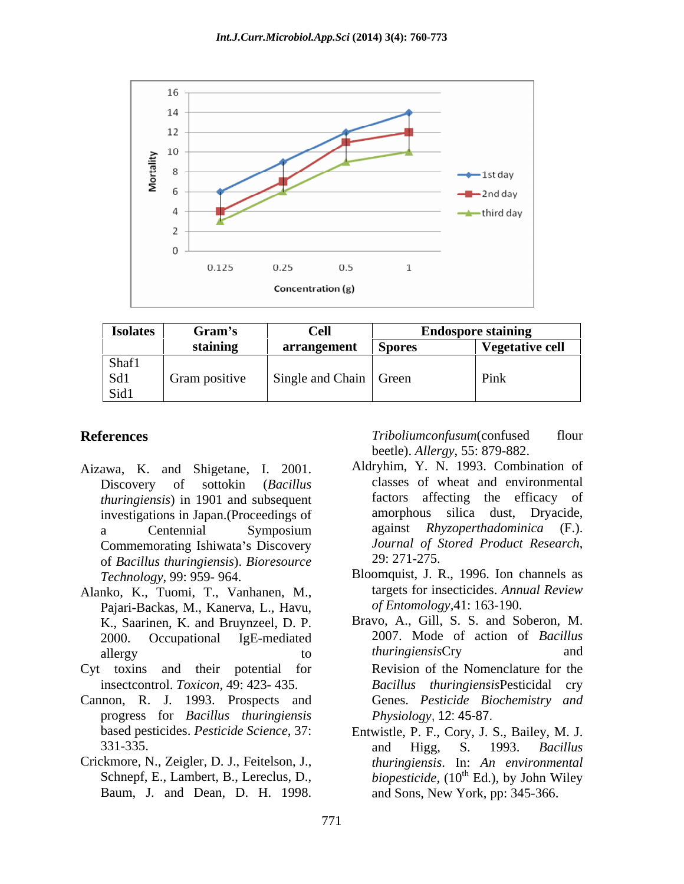| Isolates | Gram's staining | Cell arrangement | Endospore staining | |
|---|---|---|---|---|
| | | | Spores | Vegetative cell |
| Shaf1<br>Sd1<br>Sid1 | Gram positive | Single and Chain | Green | Pink |

## References

Aizawa, K. and Shigetane, I. 2001. Discovery of sottokin (*Bacillus thuringiensis*) in 1901 and subsequent investigations in Japan.(Proceedings of a Centennial Symposium Commemorating Ishiwata's Discovery of *Bacillus thuringiensis*). *Bioresource Technology*, 99: 959- 964.

Alanko, K., Tuomi, T., Vanhanen, M., Pajari-Backas, M., Kanerva, L., Havu, K., Saarinen, K. and Bruynzeel, D. P. 2000. Occupational IgE-mediated allergy to *Triboliumconfusum*(confused flour beetle). *Allergy*, 55: 879-882.

Aldryhim, Y. N. 1993. Combination of classes of wheat and environmental factors affecting the efficacy of amorphous silica dust, Dryacide, against *Rhyzoperthadominica* (F.). *Journal of Stored Product Research*, 29: 271-275.

Bloomquist, J. R., 1996. Ion channels as targets for insecticides. *Annual Review of Entomology*,41: 163-190.

Bravo, A., Gill, S. S. and Soberon, M. 2007. Mode of action of *Bacillus thuringiensis*Cry and Cyt toxins and their potential for insectcontrol. *Toxicon*, 49: 423- 435.

Cannon, R. J. 1993. Prospects and progress for *Bacillus thuringiensis* based pesticides. *Pesticide Science*, 37: 331-335.

Crickmore, N., Zeigler, D. J., Feitelson, J., Schnepf, E., Lambert, B., Lereclus, D., Baum, J. and Dean, D. H. 1998. Revision of the Nomenclature for the *Bacillus thuringiensis*Pesticidal cry Genes. *Pesticide Biochemistry and Physiology*, 12: 45-87.

Entwistle, P. F., Cory, J. S., Bailey, M. J. and Higg, S. 1993. *Bacillus thuringiensis*. In: *An environmental biopesticide*, (10th Ed.), by John Wiley and Sons, New York, pp: 345-366.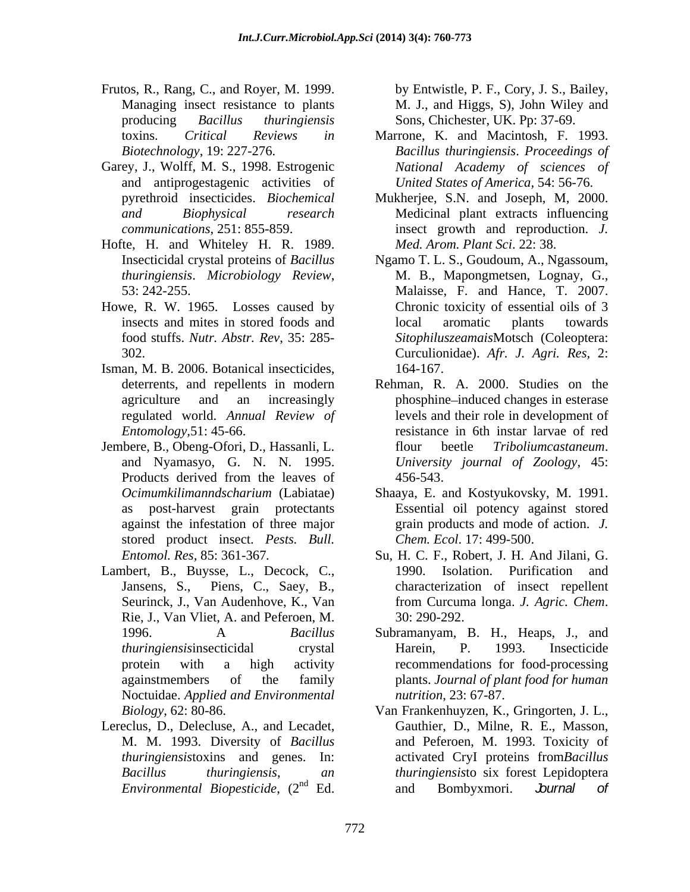Frutos, R., Rang, C., and Royer, M. 1999. Managing insect resistance to plants producing *Bacillus thuringiensis* toxins. *Critical Reviews in Biotechnology*, 19: 227-276.

Garey, J., Wolff, M. S., 1998. Estrogenic and antiprogestagenic activities of pyrethroid insecticides. *Biochemical and Biophysical research communications*, 251: 855-859.

Hofte, H. and Whiteley H. R. 1989. Insecticidal crystal proteins of *Bacillus thuringiensis*. *Microbiology Review*, 53: 242-255.

Howe, R. W. 1965. Losses caused by insects and mites in stored foods and food stuffs. *Nutr. Abstr. Rev*, 35: 285-302.

Isman, M. B. 2006. Botanical insecticides, deterrents, and repellents in modern agriculture and an increasingly regulated world. *Annual Review of Entomology*,51: 45-66.

Jembere, B., Obeng-Ofori, D., Hassanli, L. and Nyamasyo, G. N. N. 1995. Products derived from the leaves of *Ocimumkilimanndscharium* (Labiatae) as post-harvest grain protectants against the infestation of three major stored product insect. *Pests. Bull. Entomol. Res*, 85: 361-367.

Lambert, B., Buysse, L., Decock, C., Jansens, S., Piens, C., Saey, B., Seurinck, J., Van Audenhove, K., Van Rie, J., Van Vliet, A. and Peferoen, M. 1996. A *Bacillus thuringiensis*insecticidal crystal protein with a high activity againstmembers of the family Noctuidae. *Applied and Environmental Biology*, 62: 80-86.

Lereclus, D., Delecluse, A., and Lecadet, M. M. 1993. Diversity of *Bacillus thuringiensis*toxins and genes. In: *Bacillus thuringiensis*, *an Environmental Biopesticide*, (2nd Ed. by Entwistle, P. F., Cory, J. S., Bailey, M. J., and Higgs, S), John Wiley and Sons, Chichester, UK. Pp: 37-69.

Marrone, K. and Macintosh, F. 1993. *Bacillus thuringiensis*. *Proceedings of National Academy of sciences of United States of America*, 54: 56-76.

Mukherjee, S.N. and Joseph, M, 2000. Medicinal plant extracts influencing insect growth and reproduction. *J. Med. Arom. Plant Sci*. 22: 38.

Ngamo T. L. S., Goudoum, A., Ngassoum, M. B., Mapongmetsen, Lognay, G., Malaisse, F. and Hance, T. 2007. Chronic toxicity of essential oils of 3 local aromatic plants towards *SitophiluszeamaisMotsch* (Coleoptera: Curculionidae). *Afr. J. Agri. Res*, 2: 164-167.

Rehman, R. A. 2000. Studies on the phosphine–induced changes in esterase levels and their role in development of resistance in 6th instar larvae of red flour beetle *Triboliumcastaneum*. *University journal of Zoology*, 45: 456-543.

Shaaya, E. and Kostyukovsky, M. 1991. Essential oil potency against stored grain products and mode of action. *J. Chem. Ecol*. 17: 499-500.

Su, H. C. F., Robert, J. H. And Jilani, G. 1990. Isolation. Purification and characterization of insect repellent from Curcuma longa. *J. Agric. Chem*. 30: 290-292.

Subramanyam, B. H., Heaps, J., and Harein, P. 1993. Insecticide recommendations for food-processing plants. *Journal of plant food for human nutrition*, 23: 67-87.

Van Frankenhuyzen, K., Gringorten, J. L., Gauthier, D., Milne, R. E., Masson, and Peferoen, M. 1993. Toxicity of activated CryI proteins from*Bacillus thuringiensis*to six forest Lepidoptera and Bombyxmori. *Journal of*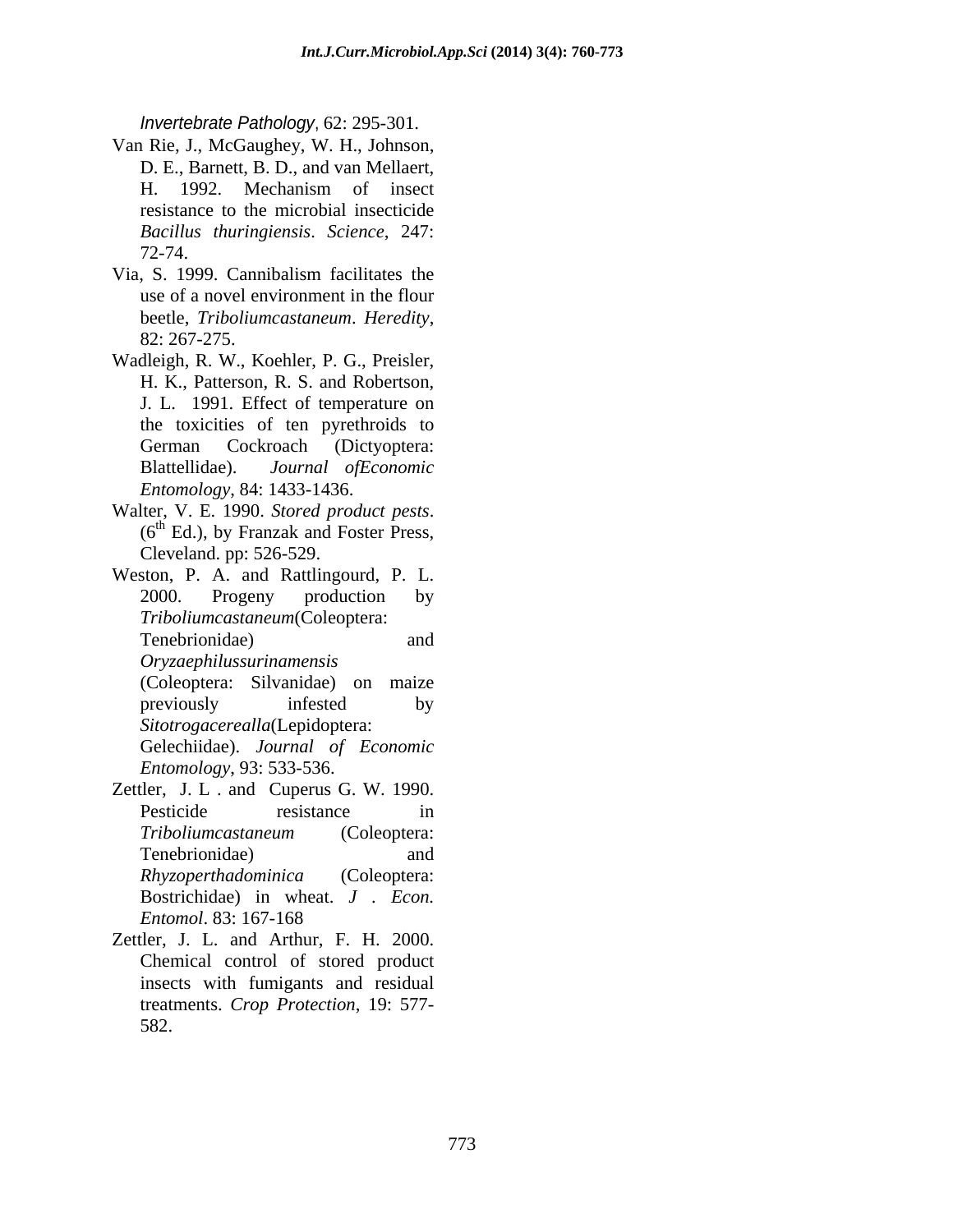*Invertebrate Pathology*, 62: 295-301.

Van Rie, J., McGaughey, W. H., Johnson, D. E., Barnett, B. D., and van Mellaert, H. 1992. Mechanism of insect resistance to the microbial insecticide *Bacillus thuringiensis*. *Science*, 247: 72-74.

Via, S. 1999. Cannibalism facilitates the use of a novel environment in the flour beetle, *Triboliumcastaneum*. *Heredity*, 82: 267-275.

Wadleigh, R. W., Koehler, P. G., Preisler, H. K., Patterson, R. S. and Robertson, J. L. 1991. Effect of temperature on the toxicities of ten pyrethroids to German Cockroach (Dictyoptera: Blattellidae). *Journal ofEconomic Entomology*, 84: 1433-1436.

Walter, V. E. 1990. *Stored product pests*. (6th Ed.), by Franzak and Foster Press, Cleveland. pp: 526-529.

Weston, P. A. and Rattlingourd, P. L. 2000. Progeny production by *Triboliumcastaneum*(Coleoptera: Tenebrionidae) and *Oryzaephilussurinamensis* (Coleoptera: Silvanidae) on maize previously infested by *Sitotrogacerealla*(Lepidoptera: Gelechiidae). *Journal of Economic Entomology*, 93: 533-536.

Zettler, J. L . and Cuperus G. W. 1990. Pesticide resistance in *Triboliumcastaneum* (Coleoptera: Tenebrionidae) and *Rhyzoperthadominica* (Coleoptera: Bostrichidae) in wheat. *J . Econ. Entomol*. 83: 167-168

Zettler, J. L. and Arthur, F. H. 2000. Chemical control of stored product insects with fumigants and residual treatments. *Crop Protection*, 19: 577-582.